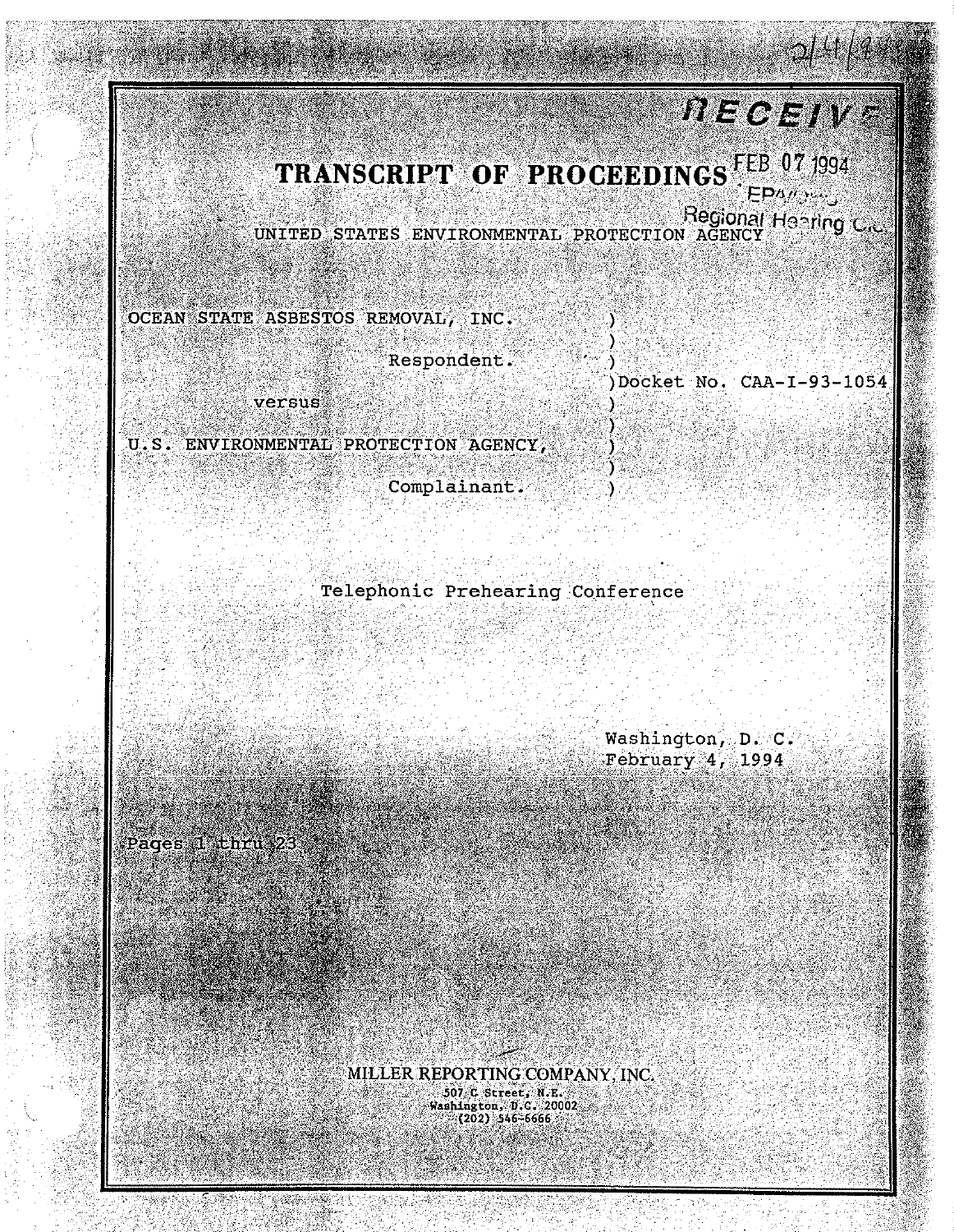2/4/94

RECEIVED

# TRANSCRIPT OF PROCEEDINGS

FEB 07 1994

EPA

Regional Hearing Clerk

UNITED STATES ENVIRONMENTAL PROTECTION AGENCY

OCEAN STATE ASBESTOS REMOVAL, INC. )
)
Respondent. )
)Docket No. CAA-I-93-1054
versus )
)
U.S. ENVIRONMENTAL PROTECTION AGENCY, )
)
Complainant. )

Telephonic Prehearing Conference

Washington, D. C.
February 4, 1994

Pages 1 thru 23

MILLER REPORTING COMPANY, INC.
507 C Street, N.E.
Washington, D.C. 20002
(202) 546-6666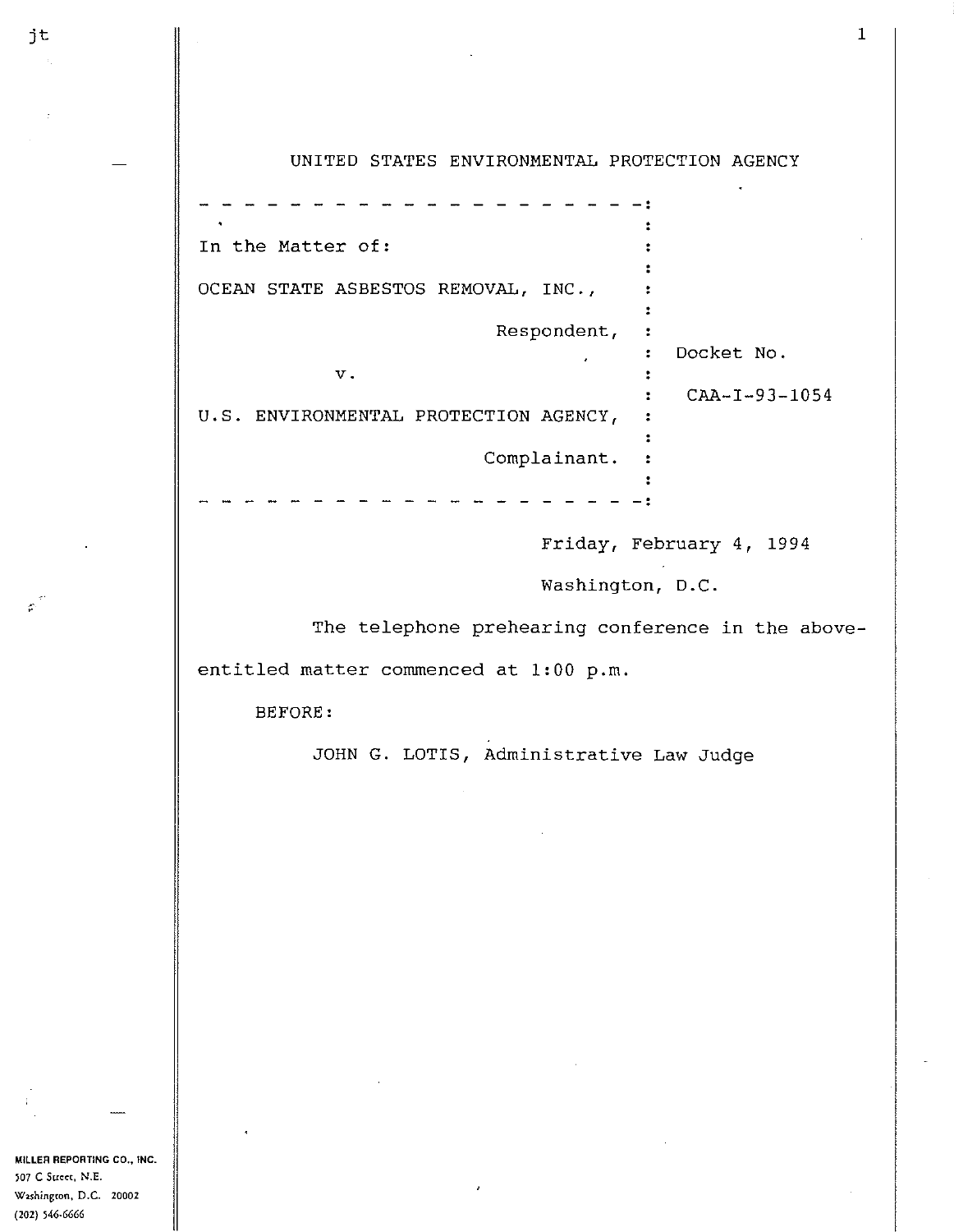UNITED STATES ENVIRONMENTAL PROTECTION AGENCY

In the Matter of:

OCEAN STATE ASBESTOS REMOVAL, INC.,

Respondent,

v.

U.S. ENVIRONMENTAL PROTECTION AGENCY,

Complainant.

Docket No. CAA-I-93-1054

Friday, February 4, 1994

Washington, D.C.

The telephone prehearing conference in the above-entitled matter commenced at 1:00 p.m.

BEFORE:

JOHN G. LOTIS, Administrative Law Judge

MILLER REPORTING CO., INC.
507 C Street, N.E.
Washington, D.C. 20002
(202) 546-6666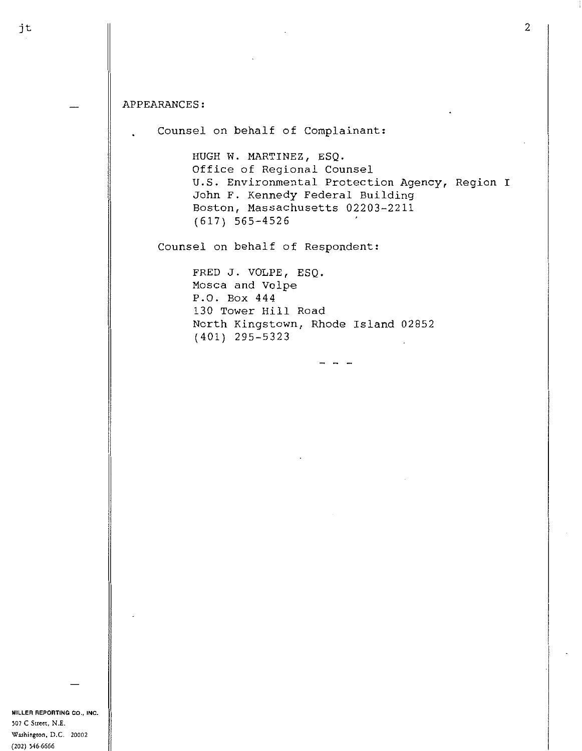APPEARANCES:

Counsel on behalf of Complainant:

HUGH W. MARTINEZ, ESQ.
Office of Regional Counsel
U.S. Environmental Protection Agency, Region I
John F. Kennedy Federal Building
Boston, Massachusetts 02203-2211
(617) 565-4526

Counsel on behalf of Respondent:

FRED J. VOLPE, ESQ.
Mosca and Volpe
P.O. Box 444
130 Tower Hill Road
North Kingstown, Rhode Island 02852
(401) 295-5323

- - -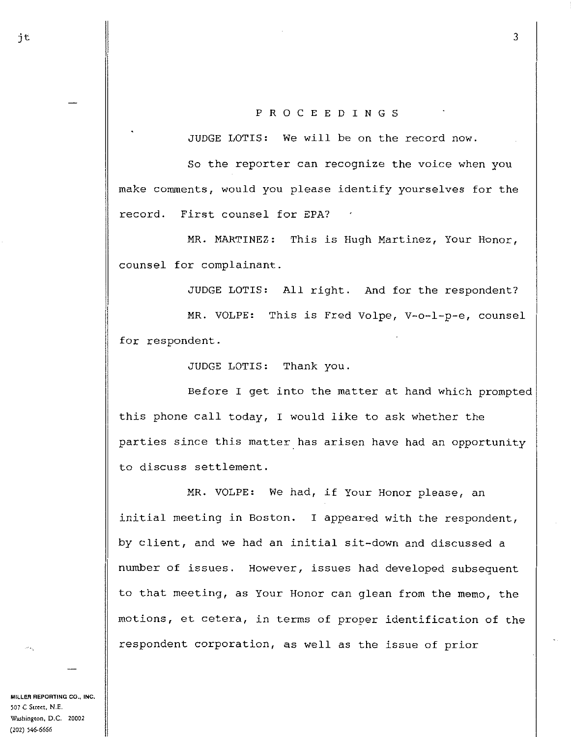PROCEEDINGS

JUDGE LOTIS: We will be on the record now.

So the reporter can recognize the voice when you make comments, would you please identify yourselves for the record. First counsel for EPA?

MR. MARTINEZ: This is Hugh Martinez, Your Honor, counsel for complainant.

JUDGE LOTIS: All right. And for the respondent?

MR. VOLPE: This is Fred Volpe, V-o-l-p-e, counsel for respondent.

JUDGE LOTIS: Thank you.

Before I get into the matter at hand which prompted this phone call today, I would like to ask whether the parties since this matter has arisen have had an opportunity to discuss settlement.

MR. VOLPE: We had, if Your Honor please, an initial meeting in Boston. I appeared with the respondent, by client, and we had an initial sit-down and discussed a number of issues. However, issues had developed subsequent to that meeting, as Your Honor can glean from the memo, the motions, et cetera, in terms of proper identification of the respondent corporation, as well as the issue of prior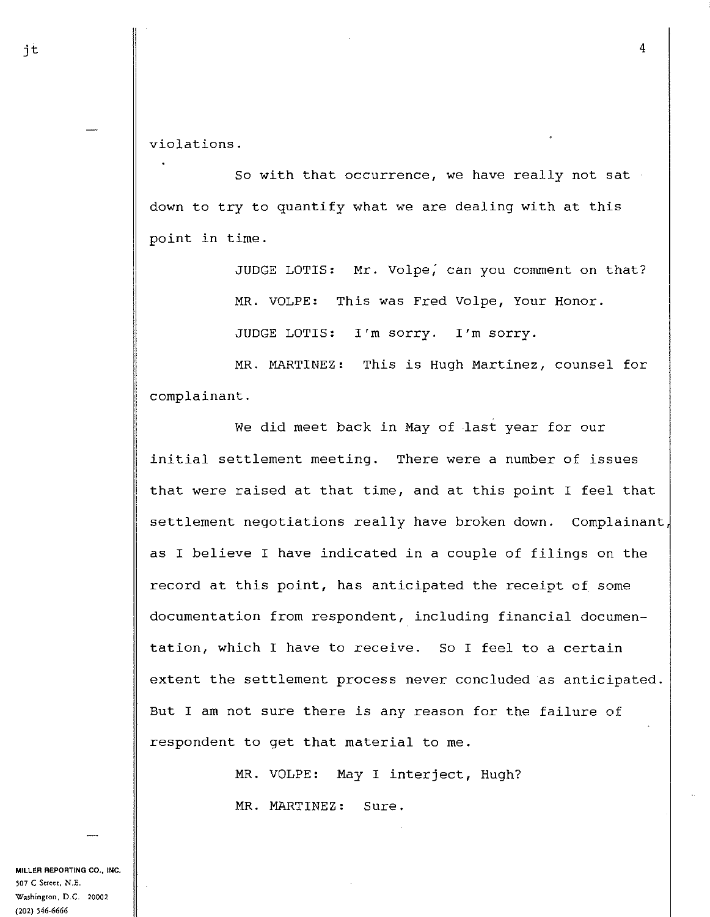violations.

So with that occurrence, we have really not sat down to try to quantify what we are dealing with at this point in time.

JUDGE LOTIS: Mr. Volpe, can you comment on that?

MR. VOLPE: This was Fred Volpe, Your Honor.

JUDGE LOTIS: I'm sorry. I'm sorry.

MR. MARTINEZ: This is Hugh Martinez, counsel for complainant.

We did meet back in May of last year for our initial settlement meeting. There were a number of issues that were raised at that time, and at this point I feel that settlement negotiations really have broken down. Complainant, as I believe I have indicated in a couple of filings on the record at this point, has anticipated the receipt of some documentation from respondent, including financial documentation, which I have to receive. So I feel to a certain extent the settlement process never concluded as anticipated. But I am not sure there is any reason for the failure of respondent to get that material to me.

MR. VOLPE: May I interject, Hugh?

MR. MARTINEZ: Sure.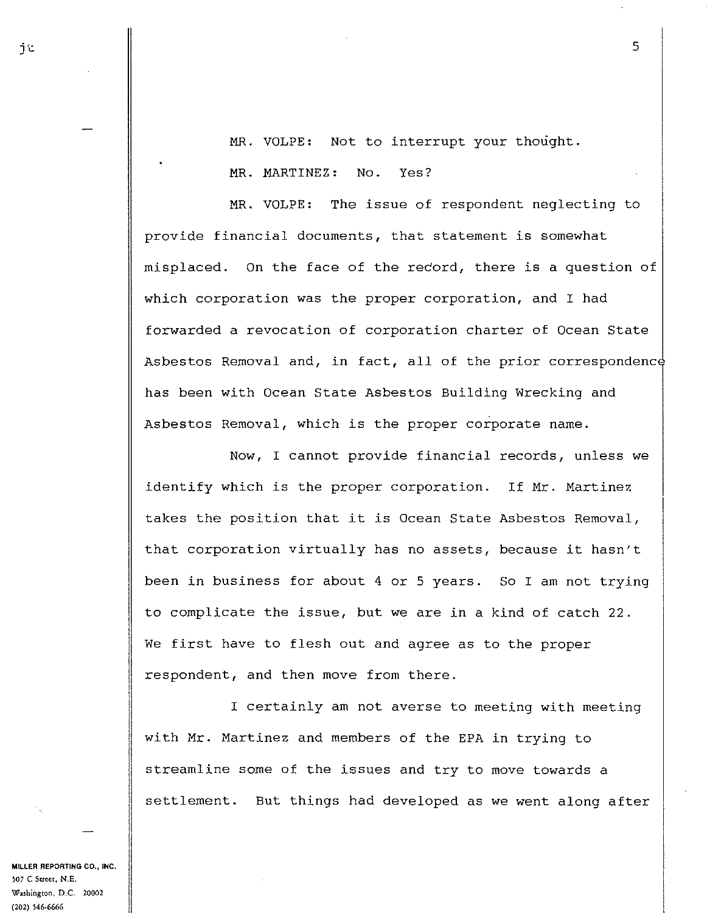MR. VOLPE: Not to interrupt your thought.

MR. MARTINEZ: No. Yes?

MR. VOLPE: The issue of respondent neglecting to provide financial documents, that statement is somewhat misplaced. On the face of the record, there is a question of which corporation was the proper corporation, and I had forwarded a revocation of corporation charter of Ocean State Asbestos Removal and, in fact, all of the prior correspondence has been with Ocean State Asbestos Building Wrecking and Asbestos Removal, which is the proper corporate name.

Now, I cannot provide financial records, unless we identify which is the proper corporation. If Mr. Martinez takes the position that it is Ocean State Asbestos Removal, that corporation virtually has no assets, because it hasn't been in business for about 4 or 5 years. So I am not trying to complicate the issue, but we are in a kind of catch 22. We first have to flesh out and agree as to the proper respondent, and then move from there.

I certainly am not averse to meeting with meeting with Mr. Martinez and members of the EPA in trying to streamline some of the issues and try to move towards a settlement. But things had developed as we went along after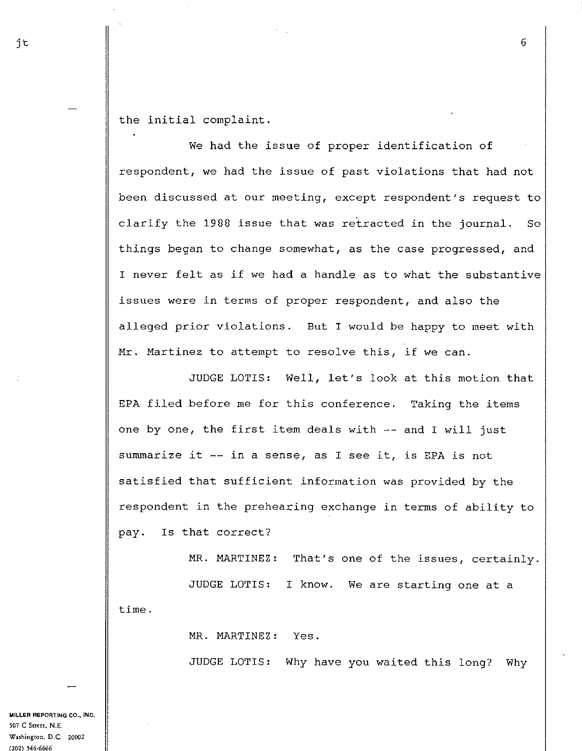the initial complaint.

We had the issue of proper identification of respondent, we had the issue of past violations that had not been discussed at our meeting, except respondent's request to clarify the 1988 issue that was retracted in the journal. So things began to change somewhat, as the case progressed, and I never felt as if we had a handle as to what the substantive issues were in terms of proper respondent, and also the alleged prior violations. But I would be happy to meet with Mr. Martinez to attempt to resolve this, if we can.

JUDGE LOTIS: Well, let's look at this motion that EPA filed before me for this conference. Taking the items one by one, the first item deals with -- and I will just summarize it -- in a sense, as I see it, is EPA is not satisfied that sufficient information was provided by the respondent in the prehearing exchange in terms of ability to pay. Is that correct?

MR. MARTINEZ: That's one of the issues, certainly.

JUDGE LOTIS: I know. We are starting one at a time.

MR. MARTINEZ: Yes.

JUDGE LOTIS: Why have you waited this long? Why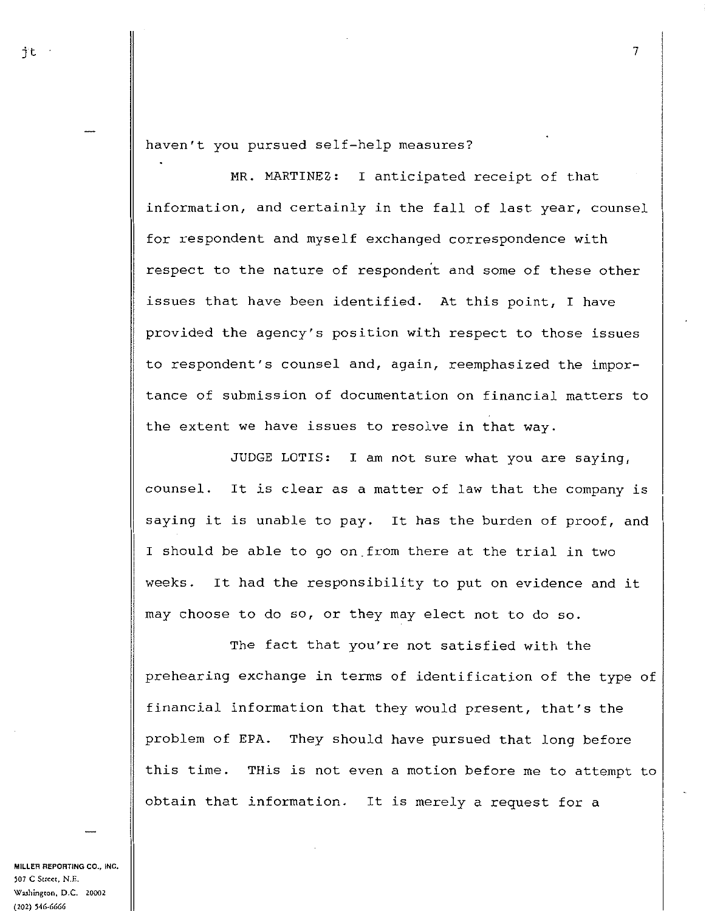haven't you pursued self-help measures?

MR. MARTINEZ: I anticipated receipt of that information, and certainly in the fall of last year, counsel for respondent and myself exchanged correspondence with respect to the nature of respondent and some of these other issues that have been identified. At this point, I have provided the agency's position with respect to those issues to respondent's counsel and, again, reemphasized the importance of submission of documentation on financial matters to the extent we have issues to resolve in that way.

JUDGE LOTIS: I am not sure what you are saying, counsel. It is clear as a matter of law that the company is saying it is unable to pay. It has the burden of proof, and I should be able to go on from there at the trial in two weeks. It had the responsibility to put on evidence and it may choose to do so, or they may elect not to do so.

The fact that you're not satisfied with the prehearing exchange in terms of identification of the type of financial information that they would present, that's the problem of EPA. They should have pursued that long before this time. THis is not even a motion before me to attempt to obtain that information. It is merely a request for a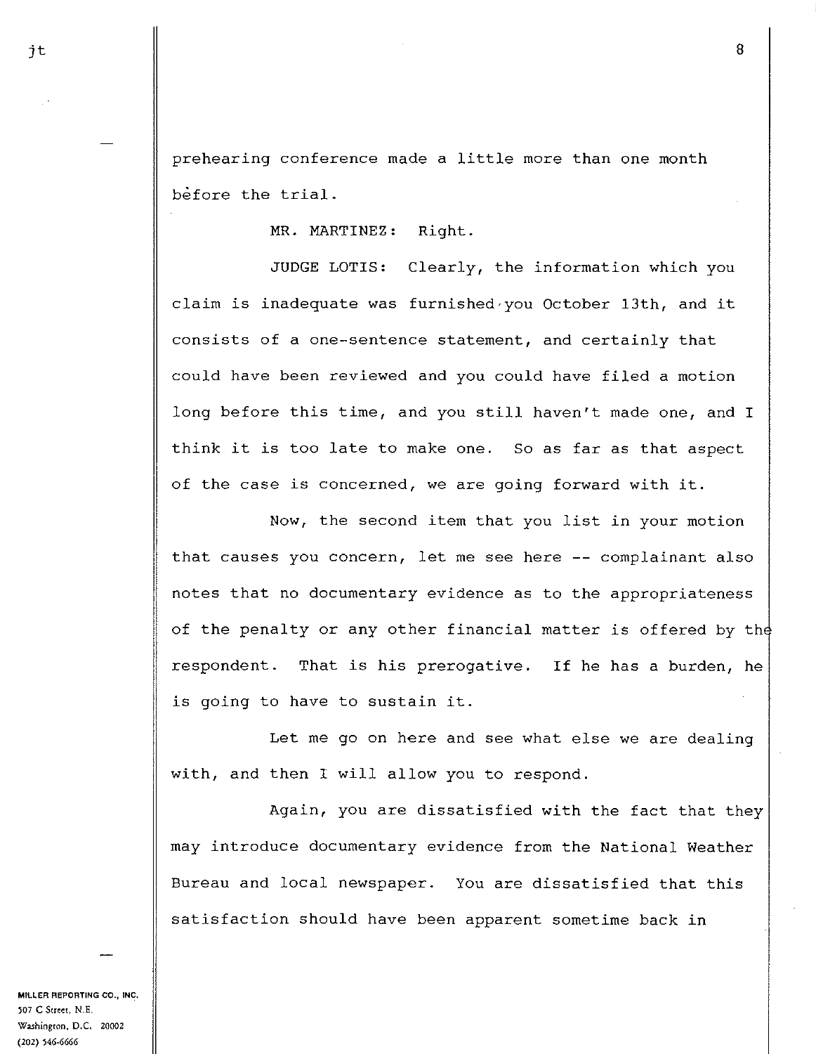prehearing conference made a little more than one month before the trial.

MR. MARTINEZ: Right.

JUDGE LOTIS: Clearly, the information which you claim is inadequate was furnished you October 13th, and it consists of a one-sentence statement, and certainly that could have been reviewed and you could have filed a motion long before this time, and you still haven't made one, and I think it is too late to make one. So as far as that aspect of the case is concerned, we are going forward with it.

Now, the second item that you list in your motion that causes you concern, let me see here -- complainant also notes that no documentary evidence as to the appropriateness of the penalty or any other financial matter is offered by the respondent. That is his prerogative. If he has a burden, he is going to have to sustain it.

Let me go on here and see what else we are dealing with, and then I will allow you to respond.

Again, you are dissatisfied with the fact that they may introduce documentary evidence from the National Weather Bureau and local newspaper. You are dissatisfied that this satisfaction should have been apparent sometime back in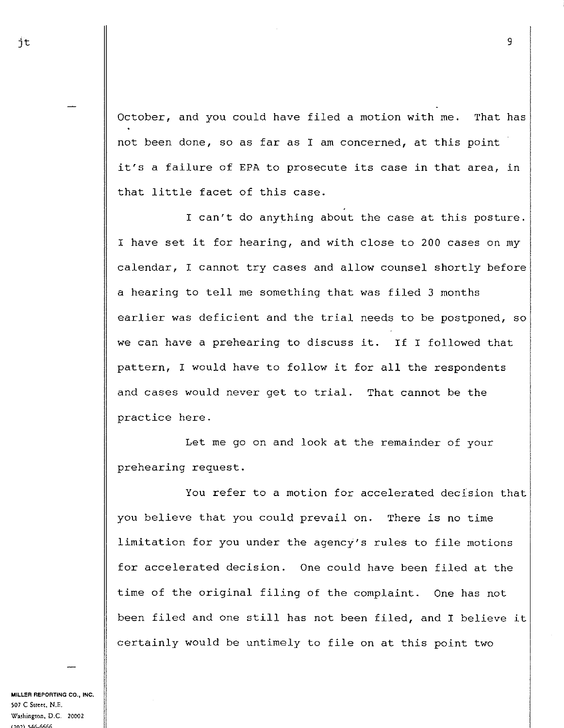October, and you could have filed a motion with me. That has not been done, so as far as I am concerned, at this point it's a failure of EPA to prosecute its case in that area, in that little facet of this case.

I can't do anything about the case at this posture. I have set it for hearing, and with close to 200 cases on my calendar, I cannot try cases and allow counsel shortly before a hearing to tell me something that was filed 3 months earlier was deficient and the trial needs to be postponed, so we can have a prehearing to discuss it. If I followed that pattern, I would have to follow it for all the respondents and cases would never get to trial. That cannot be the practice here.

Let me go on and look at the remainder of your prehearing request.

You refer to a motion for accelerated decision that you believe that you could prevail on. There is no time limitation for you under the agency's rules to file motions for accelerated decision. One could have been filed at the time of the original filing of the complaint. One has not been filed and one still has not been filed, and I believe it certainly would be untimely to file on at this point two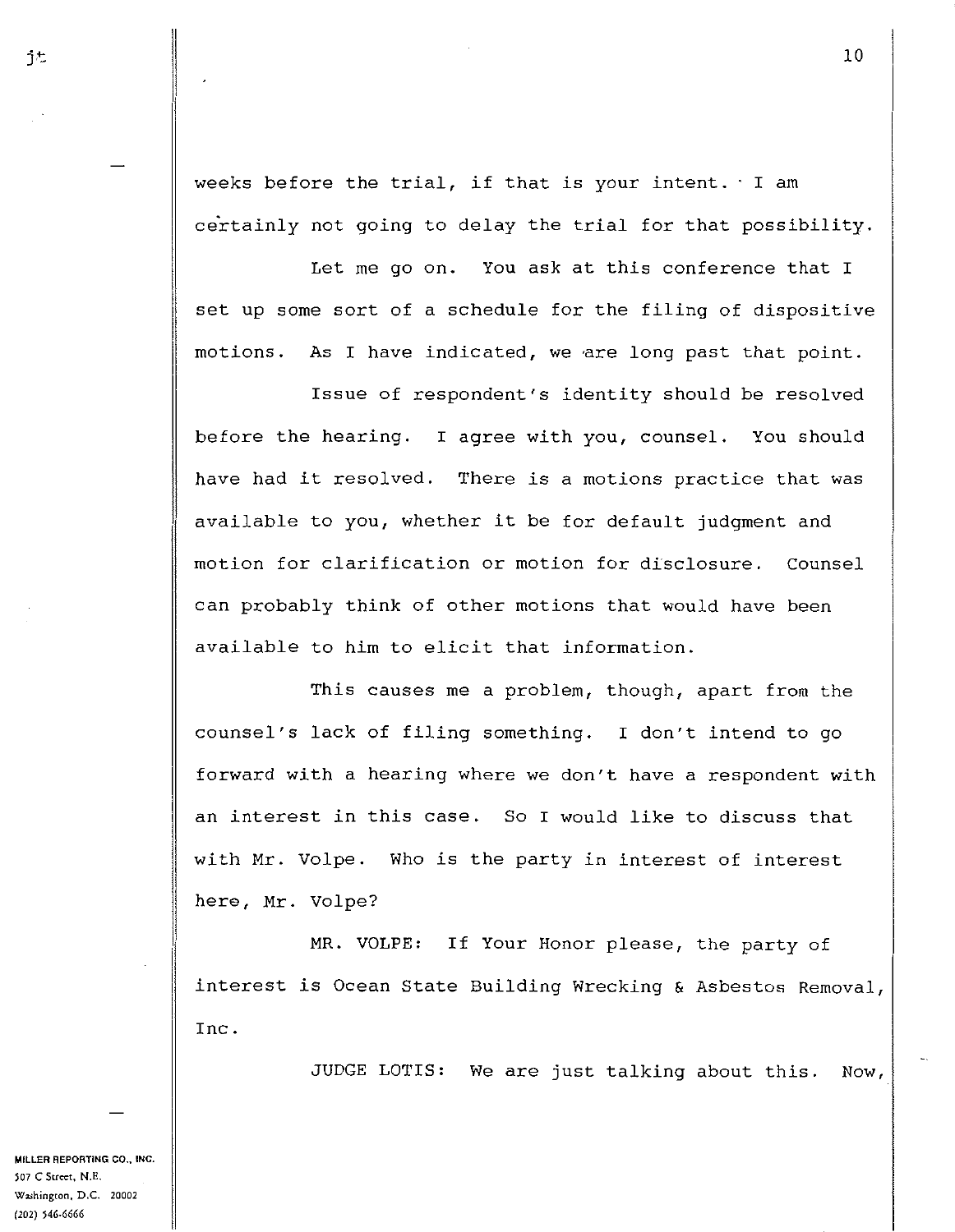weeks before the trial, if that is your intent. I am certainly not going to delay the trial for that possibility.

Let me go on. You ask at this conference that I set up some sort of a schedule for the filing of dispositive motions. As I have indicated, we are long past that point.

Issue of respondent's identity should be resolved before the hearing. I agree with you, counsel. You should have had it resolved. There is a motions practice that was available to you, whether it be for default judgment and motion for clarification or motion for disclosure. Counsel can probably think of other motions that would have been available to him to elicit that information.

This causes me a problem, though, apart from the counsel's lack of filing something. I don't intend to go forward with a hearing where we don't have a respondent with an interest in this case. So I would like to discuss that with Mr. Volpe. Who is the party in interest of interest here, Mr. Volpe?

MR. VOLPE: If Your Honor please, the party of interest is Ocean State Building Wrecking & Asbestos Removal, Inc.

JUDGE LOTIS: We are just talking about this. Now,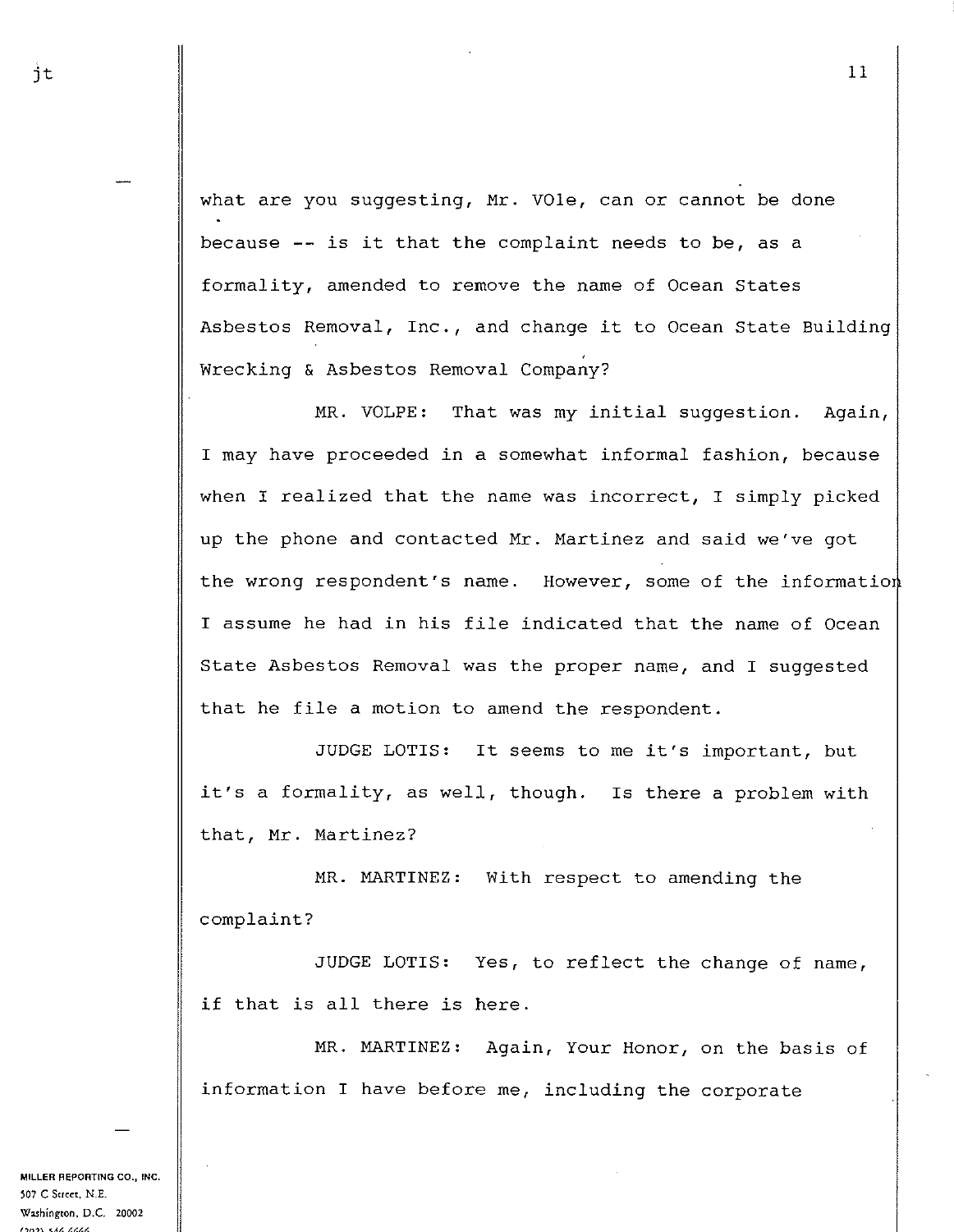what are you suggesting, Mr. VOle, can or cannot be done because -- is it that the complaint needs to be, as a formality, amended to remove the name of Ocean States Asbestos Removal, Inc., and change it to Ocean State Building Wrecking & Asbestos Removal Company?

MR. VOLPE: That was my initial suggestion. Again, I may have proceeded in a somewhat informal fashion, because when I realized that the name was incorrect, I simply picked up the phone and contacted Mr. Martinez and said we've got the wrong respondent's name. However, some of the information I assume he had in his file indicated that the name of Ocean State Asbestos Removal was the proper name, and I suggested that he file a motion to amend the respondent.

JUDGE LOTIS: It seems to me it's important, but it's a formality, as well, though. Is there a problem with that, Mr. Martinez?

MR. MARTINEZ: With respect to amending the complaint?

JUDGE LOTIS: Yes, to reflect the change of name, if that is all there is here.

MR. MARTINEZ: Again, Your Honor, on the basis of information I have before me, including the corporate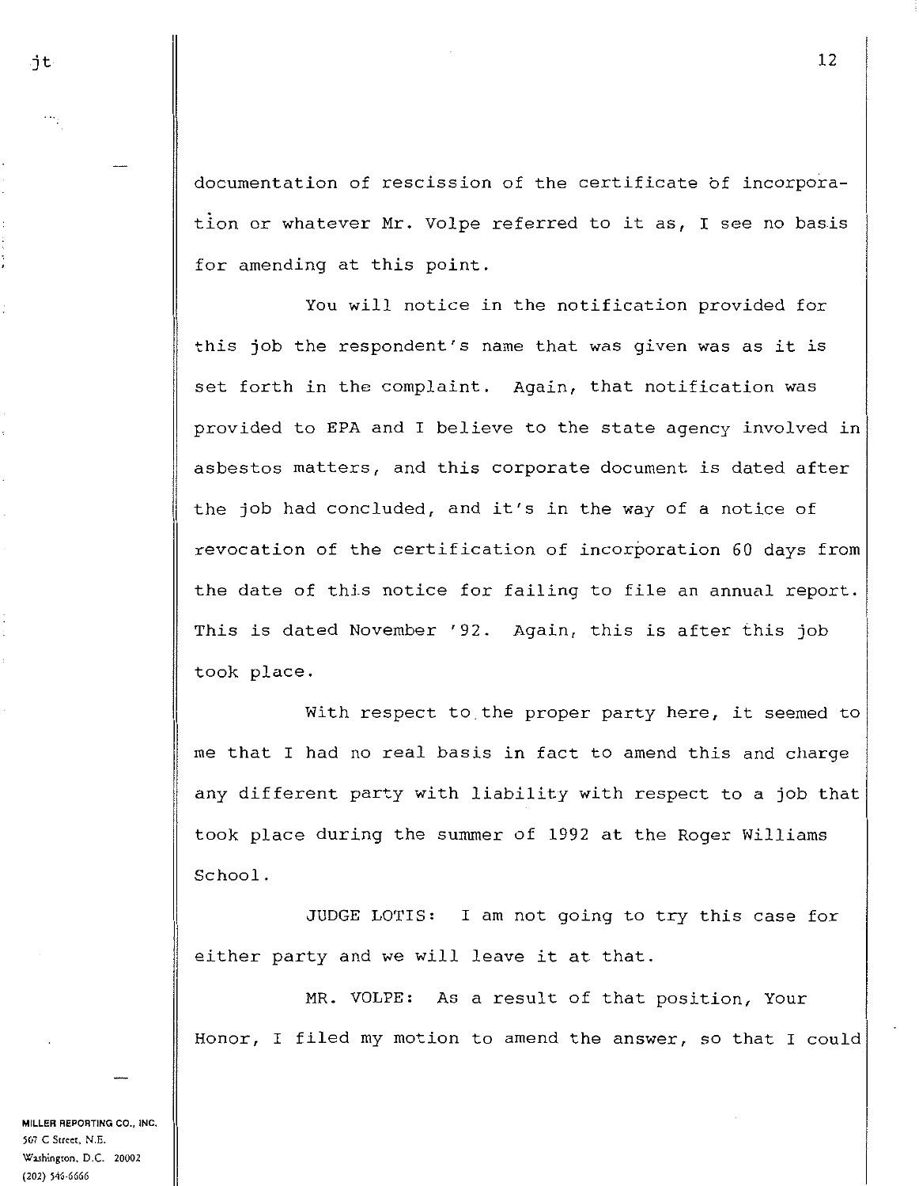documentation of rescission of the certificate of incorporation or whatever Mr. Volpe referred to it as, I see no basis for amending at this point.

You will notice in the notification provided for this job the respondent's name that was given was as it is set forth in the complaint. Again, that notification was provided to EPA and I believe to the state agency involved in asbestos matters, and this corporate document is dated after the job had concluded, and it's in the way of a notice of revocation of the certification of incorporation 60 days from the date of this notice for failing to file an annual report. This is dated November '92. Again, this is after this job took place.

With respect to the proper party here, it seemed to me that I had no real basis in fact to amend this and charge any different party with liability with respect to a job that took place during the summer of 1992 at the Roger Williams School.

JUDGE LOTIS: I am not going to try this case for either party and we will leave it at that.

MR. VOLPE: As a result of that position, Your Honor, I filed my motion to amend the answer, so that I could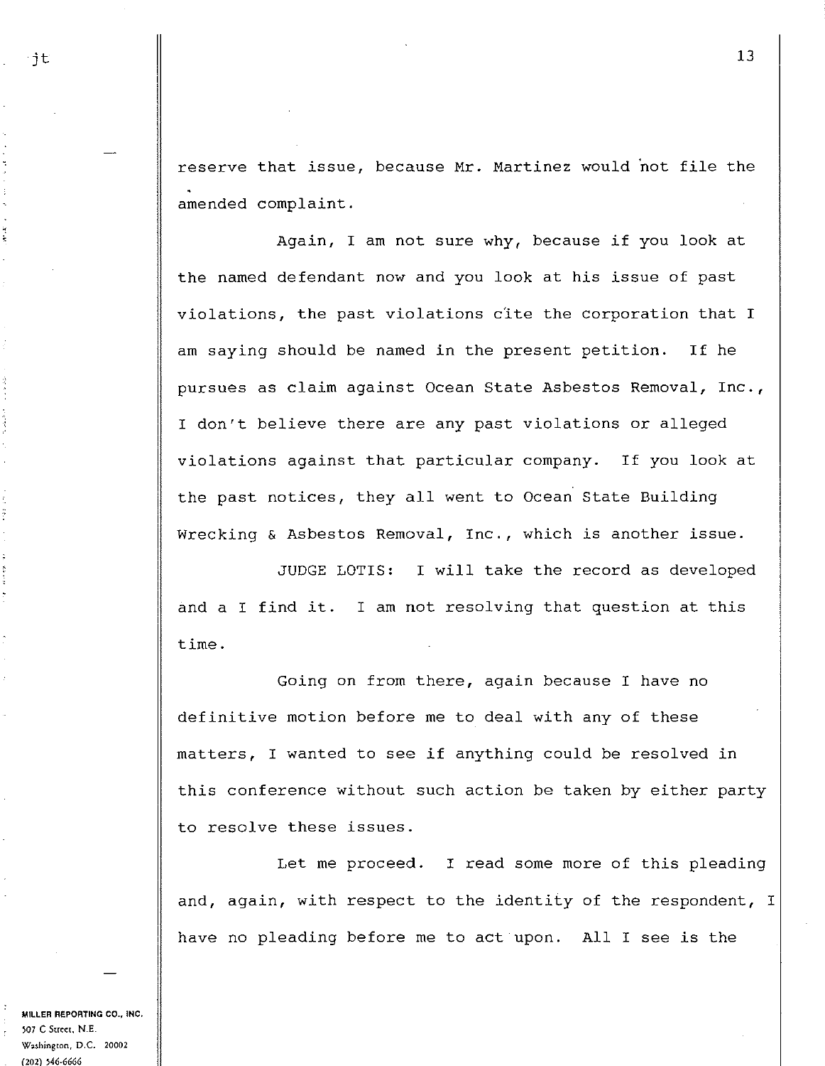reserve that issue, because Mr. Martinez would not file the amended complaint.

Again, I am not sure why, because if you look at the named defendant now and you look at his issue of past violations, the past violations cite the corporation that I am saying should be named in the present petition. If he pursues as claim against Ocean State Asbestos Removal, Inc., I don't believe there are any past violations or alleged violations against that particular company. If you look at the past notices, they all went to Ocean State Building Wrecking & Asbestos Removal, Inc., which is another issue.

JUDGE LOTIS: I will take the record as developed and a I find it. I am not resolving that question at this time.

Going on from there, again because I have no definitive motion before me to deal with any of these matters, I wanted to see if anything could be resolved in this conference without such action be taken by either party to resolve these issues.

Let me proceed. I read some more of this pleading and, again, with respect to the identity of the respondent, I have no pleading before me to act upon. All I see is the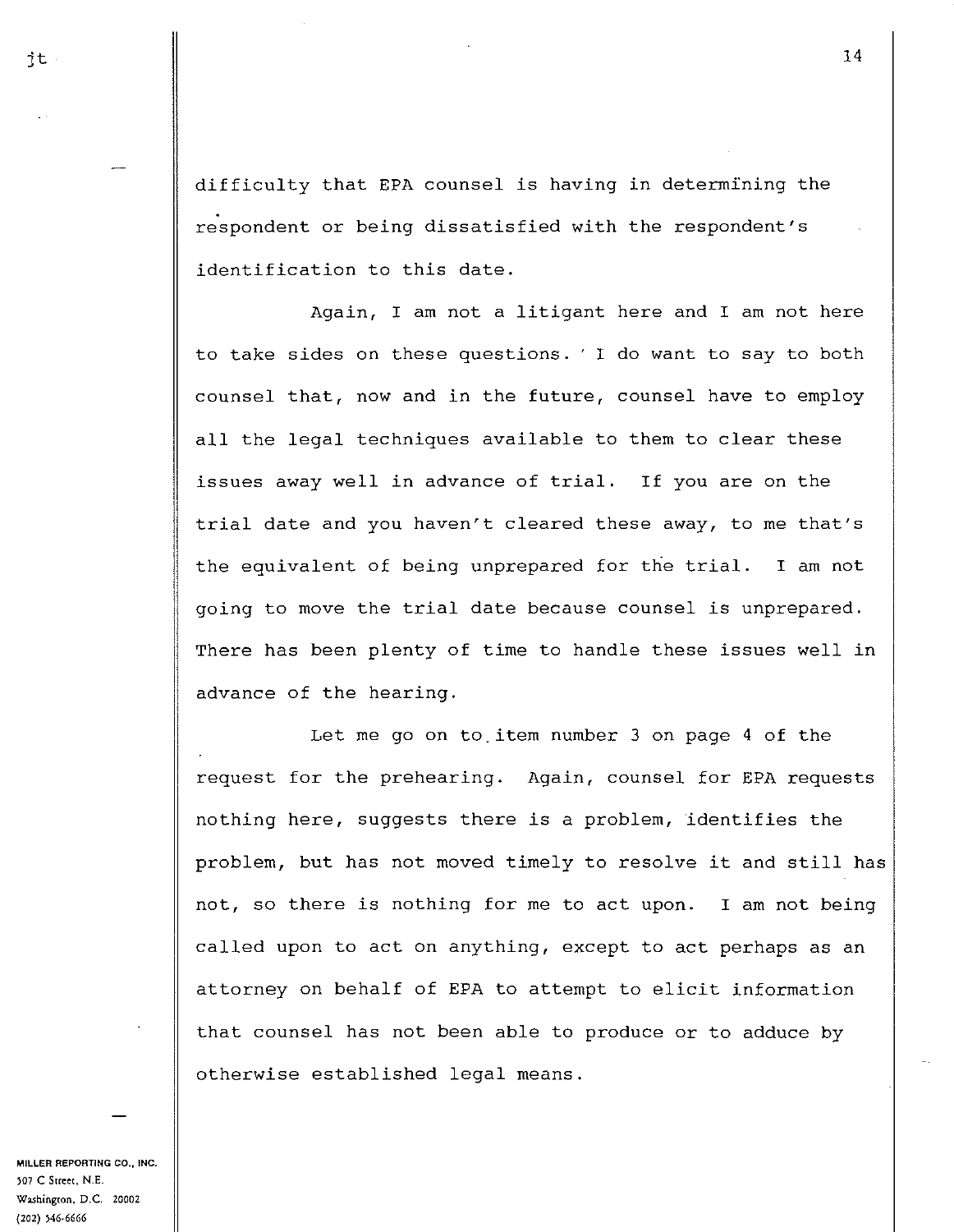difficulty that EPA counsel is having in determining the respondent or being dissatisfied with the respondent's identification to this date.

Again, I am not a litigant here and I am not here to take sides on these questions. I do want to say to both counsel that, now and in the future, counsel have to employ all the legal techniques available to them to clear these issues away well in advance of trial. If you are on the trial date and you haven't cleared these away, to me that's the equivalent of being unprepared for the trial. I am not going to move the trial date because counsel is unprepared. There has been plenty of time to handle these issues well in advance of the hearing.

Let me go on to item number 3 on page 4 of the request for the prehearing. Again, counsel for EPA requests nothing here, suggests there is a problem, identifies the problem, but has not moved timely to resolve it and still has not, so there is nothing for me to act upon. I am not being called upon to act on anything, except to act perhaps as an attorney on behalf of EPA to attempt to elicit information that counsel has not been able to produce or to adduce by otherwise established legal means.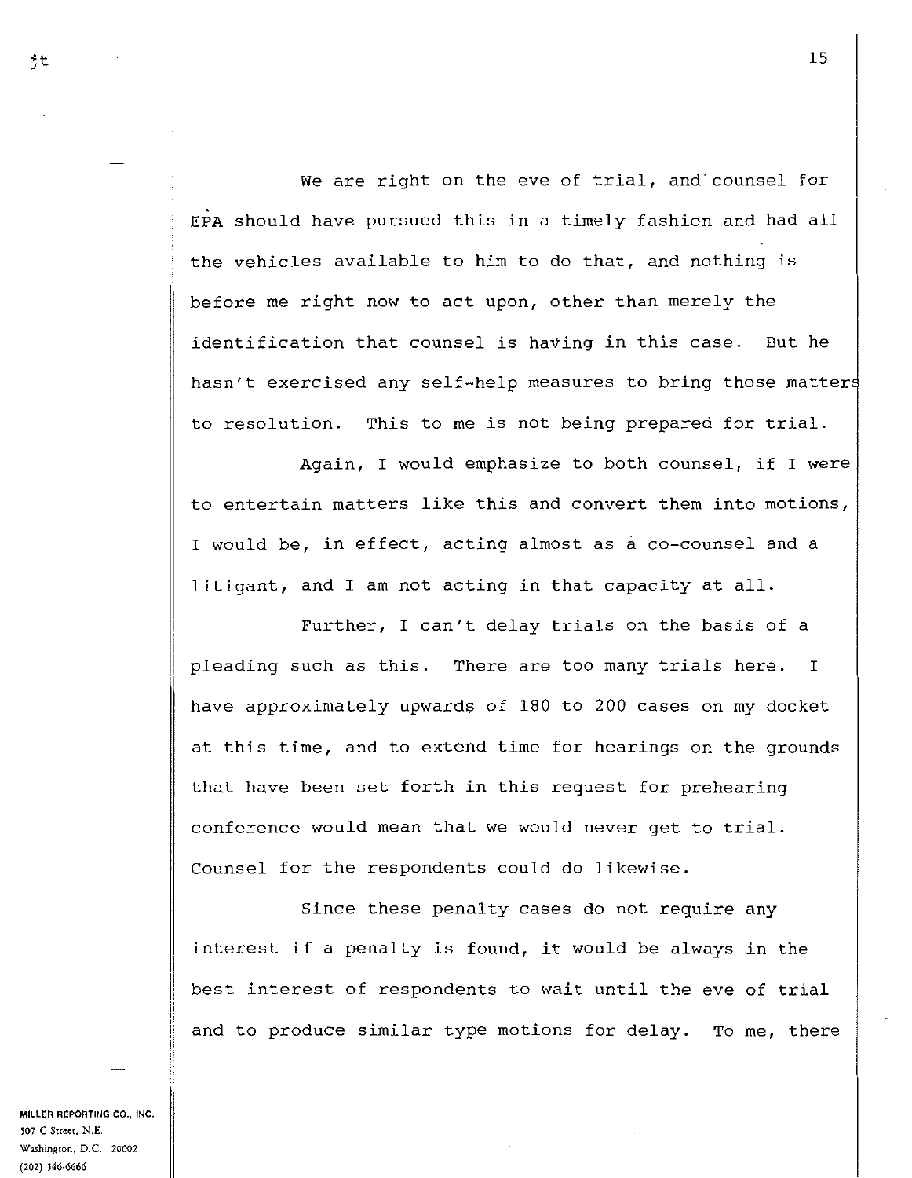We are right on the eve of trial, and counsel for EPA should have pursued this in a timely fashion and had all the vehicles available to him to do that, and nothing is before me right now to act upon, other than merely the identification that counsel is having in this case. But he hasn't exercised any self-help measures to bring those matters to resolution. This to me is not being prepared for trial.

Again, I would emphasize to both counsel, if I were to entertain matters like this and convert them into motions, I would be, in effect, acting almost as a co-counsel and a litigant, and I am not acting in that capacity at all.

Further, I can't delay trials on the basis of a pleading such as this. There are too many trials here. I have approximately upwards of 180 to 200 cases on my docket at this time, and to extend time for hearings on the grounds that have been set forth in this request for prehearing conference would mean that we would never get to trial. Counsel for the respondents could do likewise.

Since these penalty cases do not require any interest if a penalty is found, it would be always in the best interest of respondents to wait until the eve of trial and to produce similar type motions for delay. To me, there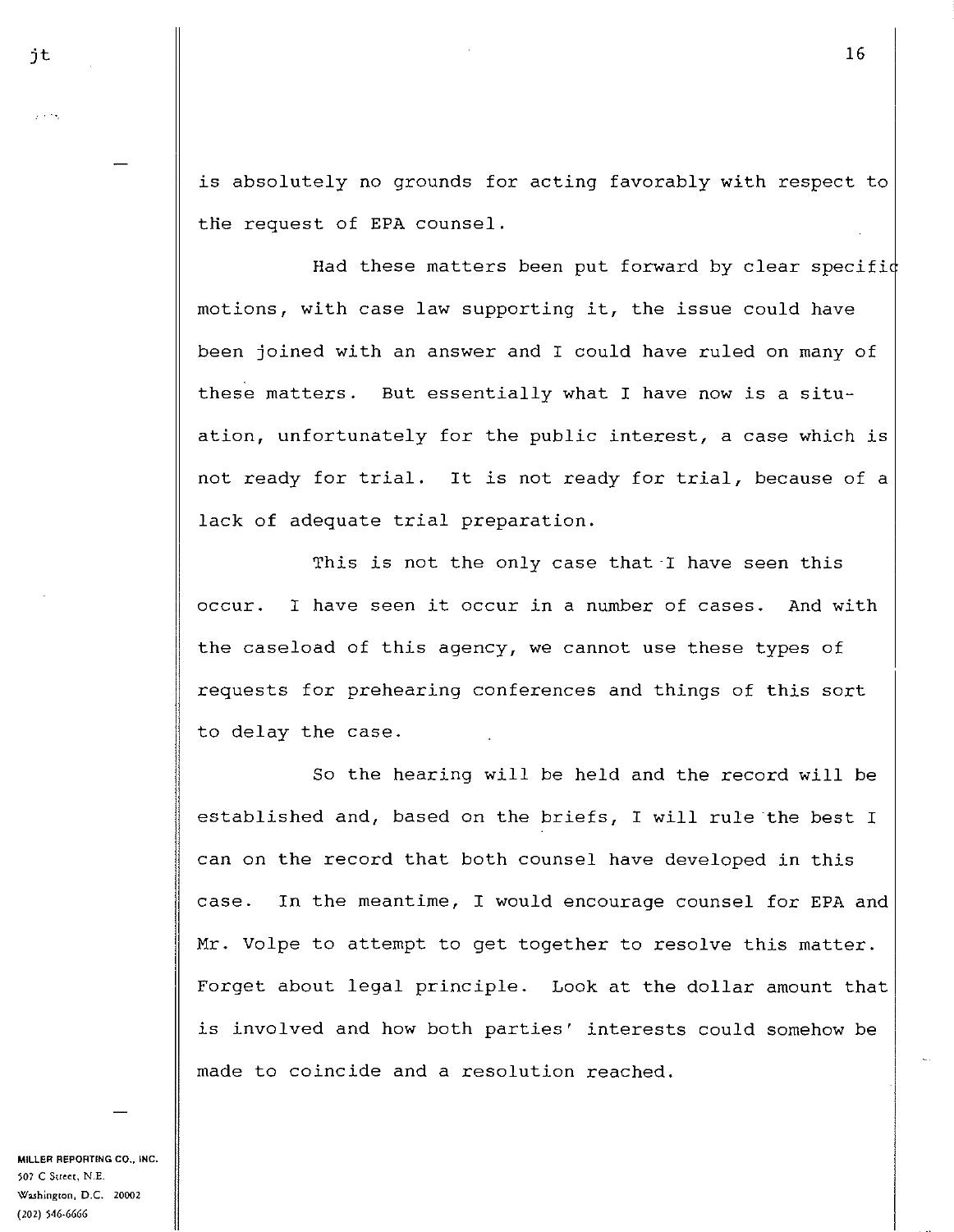is absolutely no grounds for acting favorably with respect to the request of EPA counsel.

Had these matters been put forward by clear specific motions, with case law supporting it, the issue could have been joined with an answer and I could have ruled on many of these matters. But essentially what I have now is a situation, unfortunately for the public interest, a case which is not ready for trial. It is not ready for trial, because of a lack of adequate trial preparation.

This is not the only case that I have seen this occur. I have seen it occur in a number of cases. And with the caseload of this agency, we cannot use these types of requests for prehearing conferences and things of this sort to delay the case.

So the hearing will be held and the record will be established and, based on the briefs, I will rule the best I can on the record that both counsel have developed in this case. In the meantime, I would encourage counsel for EPA and Mr. Volpe to attempt to get together to resolve this matter. Forget about legal principle. Look at the dollar amount that is involved and how both parties' interests could somehow be made to coincide and a resolution reached.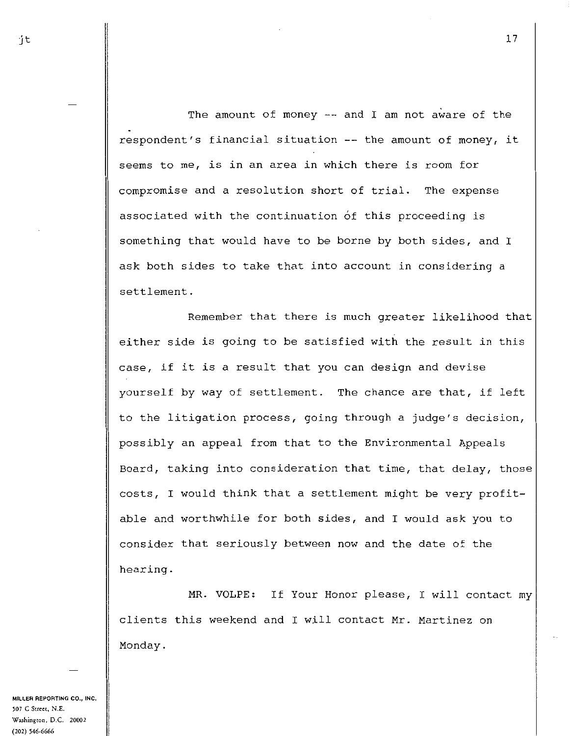The amount of money -- and I am not aware of the respondent's financial situation -- the amount of money, it seems to me, is in an area in which there is room for compromise and a resolution short of trial. The expense associated with the continuation of this proceeding is something that would have to be borne by both sides, and I ask both sides to take that into account in considering a settlement.

Remember that there is much greater likelihood that either side is going to be satisfied with the result in this case, if it is a result that you can design and devise yourself by way of settlement. The chance are that, if left to the litigation process, going through a judge's decision, possibly an appeal from that to the Environmental Appeals Board, taking into consideration that time, that delay, those costs, I would think that a settlement might be very profitable and worthwhile for both sides, and I would ask you to consider that seriously between now and the date of the hearing.

MR. VOLPE: If Your Honor please, I will contact my clients this weekend and I will contact Mr. Martinez on Monday.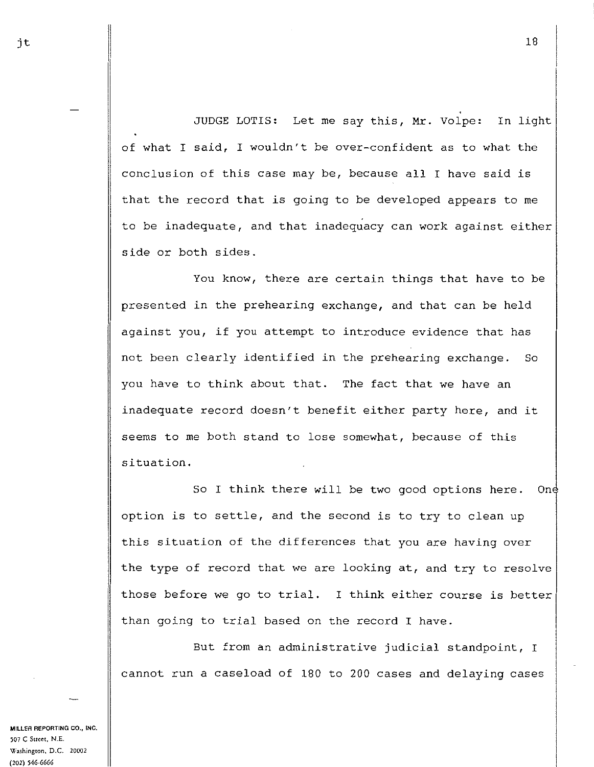JUDGE LOTIS: Let me say this, Mr. Volpe: In light of what I said, I wouldn't be over-confident as to what the conclusion of this case may be, because all I have said is that the record that is going to be developed appears to me to be inadequate, and that inadequacy can work against either side or both sides.

You know, there are certain things that have to be presented in the prehearing exchange, and that can be held against you, if you attempt to introduce evidence that has not been clearly identified in the prehearing exchange. So you have to think about that. The fact that we have an inadequate record doesn't benefit either party here, and it seems to me both stand to lose somewhat, because of this situation.

So I think there will be two good options here. One option is to settle, and the second is to try to clean up this situation of the differences that you are having over the type of record that we are looking at, and try to resolve those before we go to trial. I think either course is better than going to trial based on the record I have.

But from an administrative judicial standpoint, I cannot run a caseload of 180 to 200 cases and delaying cases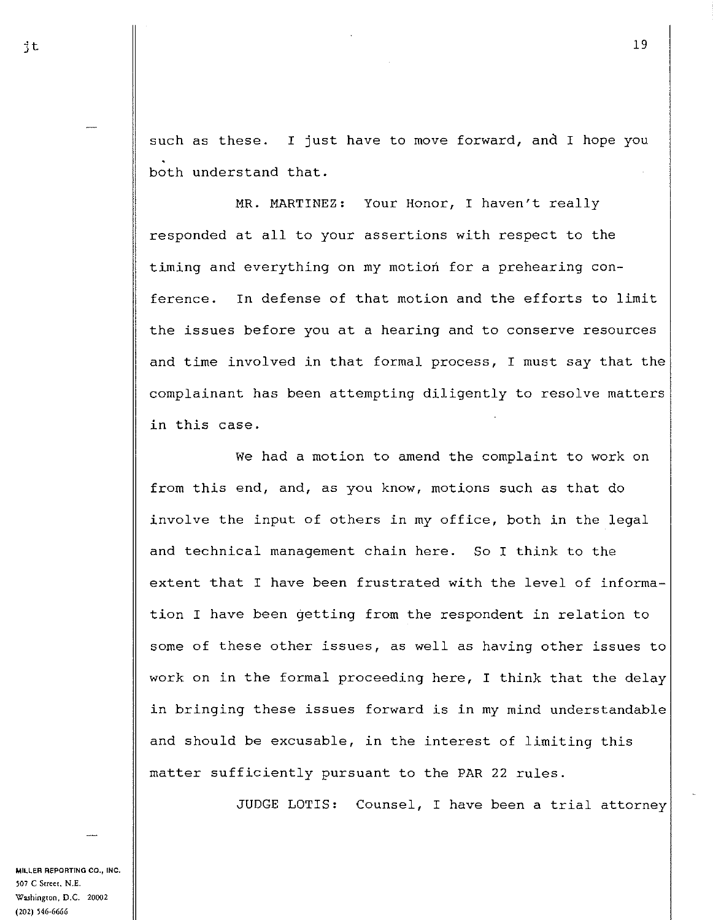such as these. I just have to move forward, and I hope you both understand that.

MR. MARTINEZ: Your Honor, I haven't really responded at all to your assertions with respect to the timing and everything on my motion for a prehearing conference. In defense of that motion and the efforts to limit the issues before you at a hearing and to conserve resources and time involved in that formal process, I must say that the complainant has been attempting diligently to resolve matters in this case.

We had a motion to amend the complaint to work on from this end, and, as you know, motions such as that do involve the input of others in my office, both in the legal and technical management chain here. So I think to the extent that I have been frustrated with the level of information I have been getting from the respondent in relation to some of these other issues, as well as having other issues to work on in the formal proceeding here, I think that the delay in bringing these issues forward is in my mind understandable and should be excusable, in the interest of limiting this matter sufficiently pursuant to the PAR 22 rules.

JUDGE LOTIS: Counsel, I have been a trial attorney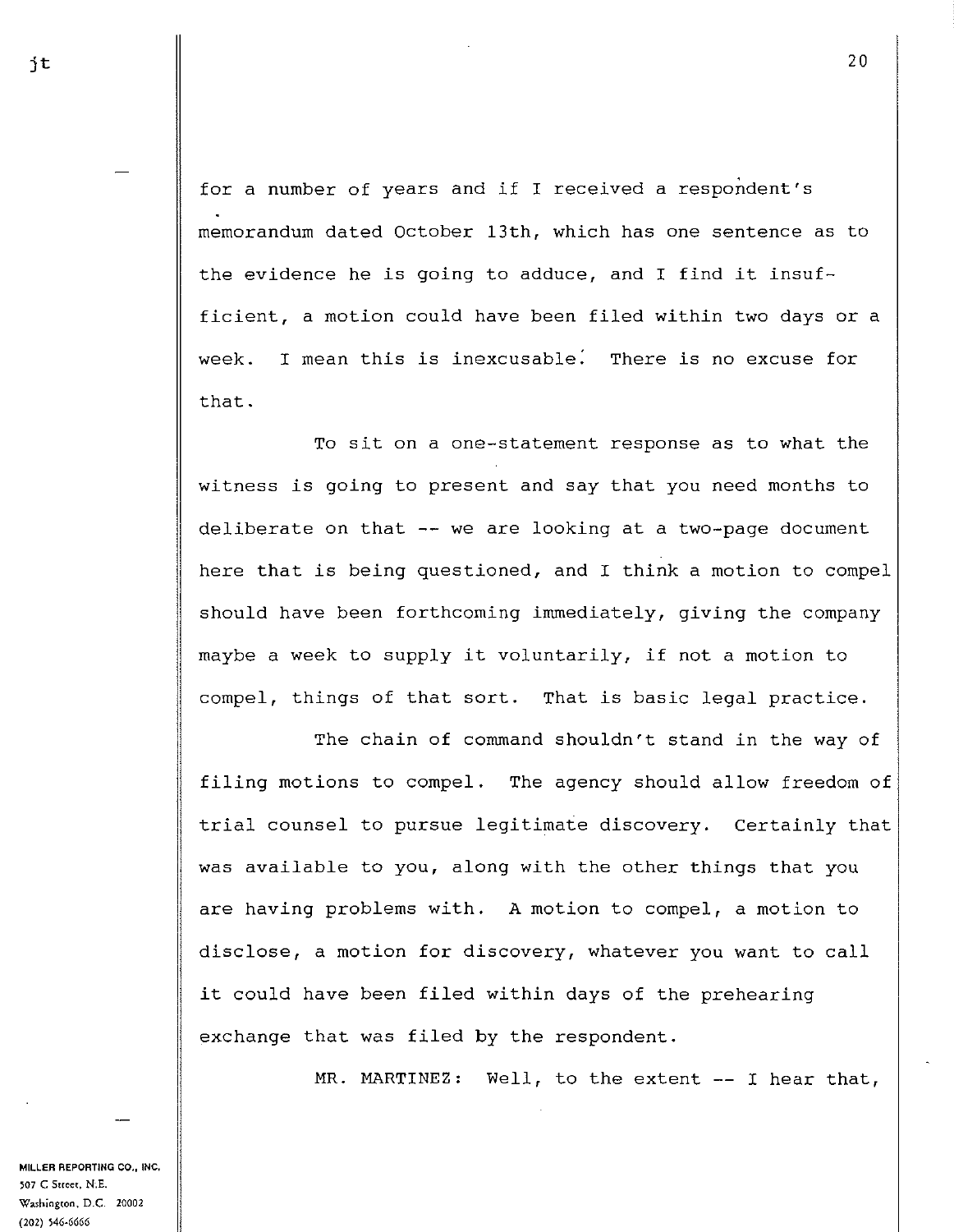for a number of years and if I received a respondent's memorandum dated October 13th, which has one sentence as to the evidence he is going to adduce, and I find it insufficient, a motion could have been filed within two days or a week. I mean this is inexcusable. There is no excuse for that.

To sit on a one-statement response as to what the witness is going to present and say that you need months to deliberate on that -- we are looking at a two-page document here that is being questioned, and I think a motion to compel should have been forthcoming immediately, giving the company maybe a week to supply it voluntarily, if not a motion to compel, things of that sort. That is basic legal practice.

The chain of command shouldn't stand in the way of filing motions to compel. The agency should allow freedom of trial counsel to pursue legitimate discovery. Certainly that was available to you, along with the other things that you are having problems with. A motion to compel, a motion to disclose, a motion for discovery, whatever you want to call it could have been filed within days of the prehearing exchange that was filed by the respondent.

MR. MARTINEZ: Well, to the extent -- I hear that,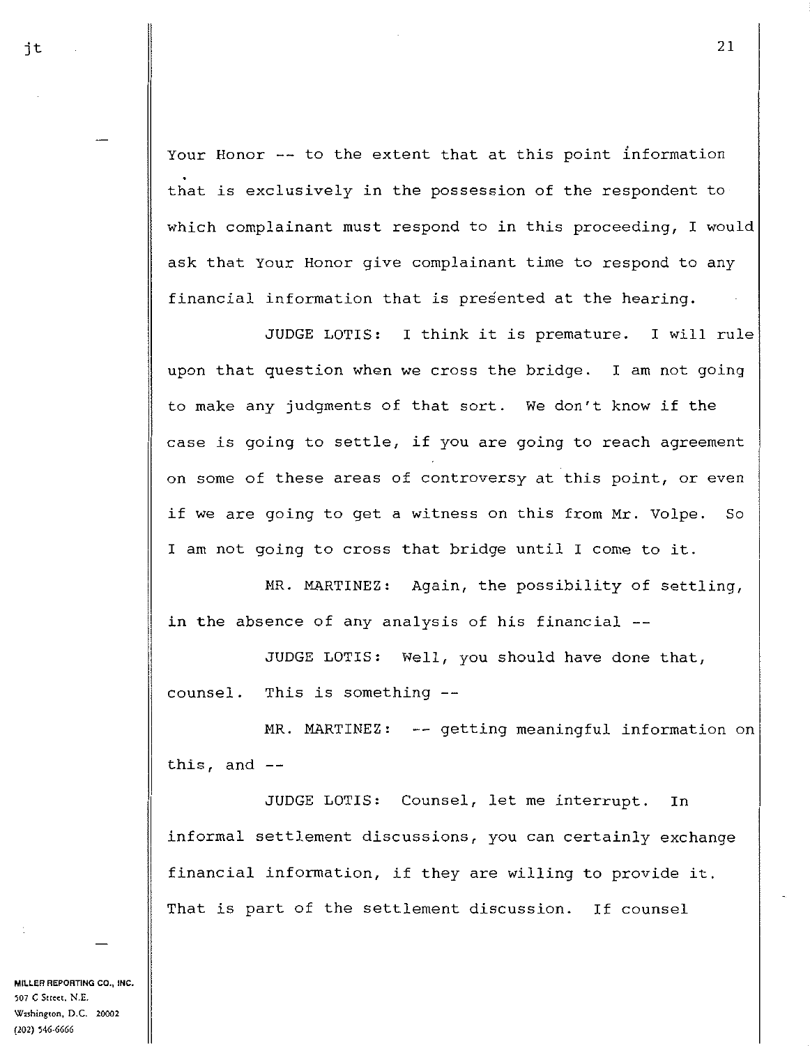Your Honor -- to the extent that at this point information that is exclusively in the possession of the respondent to which complainant must respond to in this proceeding, I would ask that Your Honor give complainant time to respond to any financial information that is presented at the hearing.

JUDGE LOTIS: I think it is premature. I will rule upon that question when we cross the bridge. I am not going to make any judgments of that sort. We don't know if the case is going to settle, if you are going to reach agreement on some of these areas of controversy at this point, or even if we are going to get a witness on this from Mr. Volpe. So I am not going to cross that bridge until I come to it.

MR. MARTINEZ: Again, the possibility of settling, in the absence of any analysis of his financial --

JUDGE LOTIS: Well, you should have done that, counsel. This is something --

MR. MARTINEZ: -- getting meaningful information on this, and --

JUDGE LOTIS: Counsel, let me interrupt. In informal settlement discussions, you can certainly exchange financial information, if they are willing to provide it. That is part of the settlement discussion. If counsel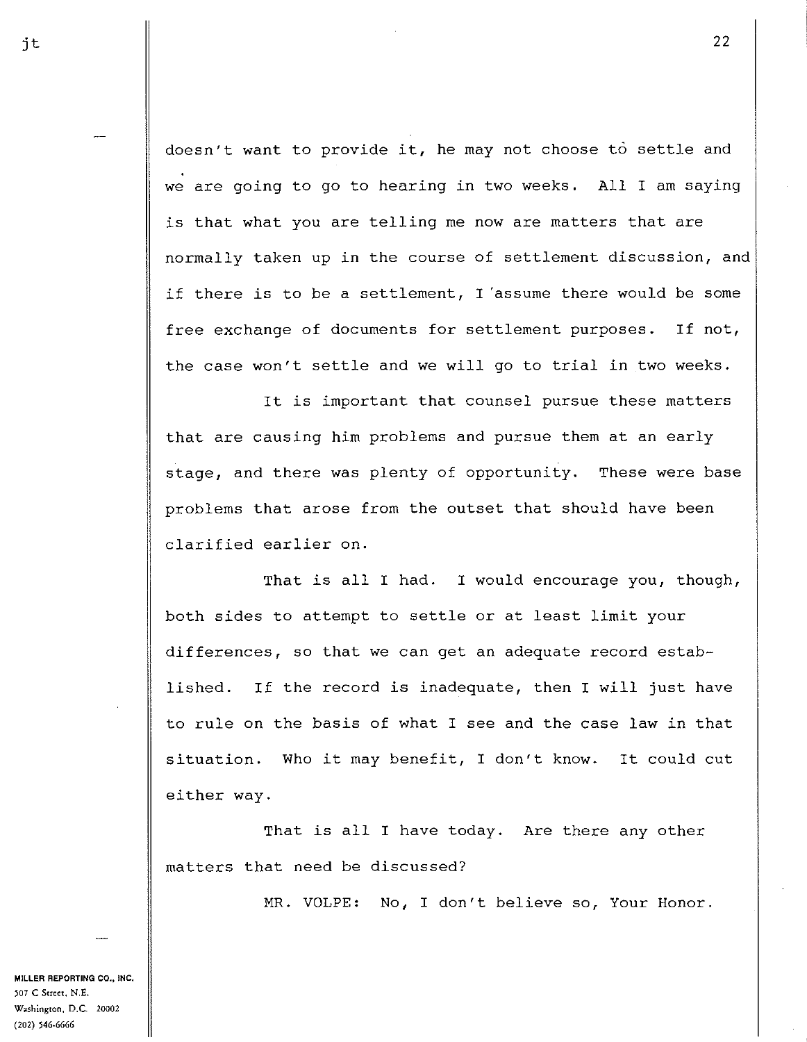doesn't want to provide it, he may not choose to settle and we are going to go to hearing in two weeks. All I am saying is that what you are telling me now are matters that are normally taken up in the course of settlement discussion, and if there is to be a settlement, I assume there would be some free exchange of documents for settlement purposes. If not, the case won't settle and we will go to trial in two weeks.

It is important that counsel pursue these matters that are causing him problems and pursue them at an early stage, and there was plenty of opportunity. These were base problems that arose from the outset that should have been clarified earlier on.

That is all I had. I would encourage you, though, both sides to attempt to settle or at least limit your differences, so that we can get an adequate record established. If the record is inadequate, then I will just have to rule on the basis of what I see and the case law in that situation. Who it may benefit, I don't know. It could cut either way.

That is all I have today. Are there any other matters that need be discussed?

MR. VOLPE: No, I don't believe so, Your Honor.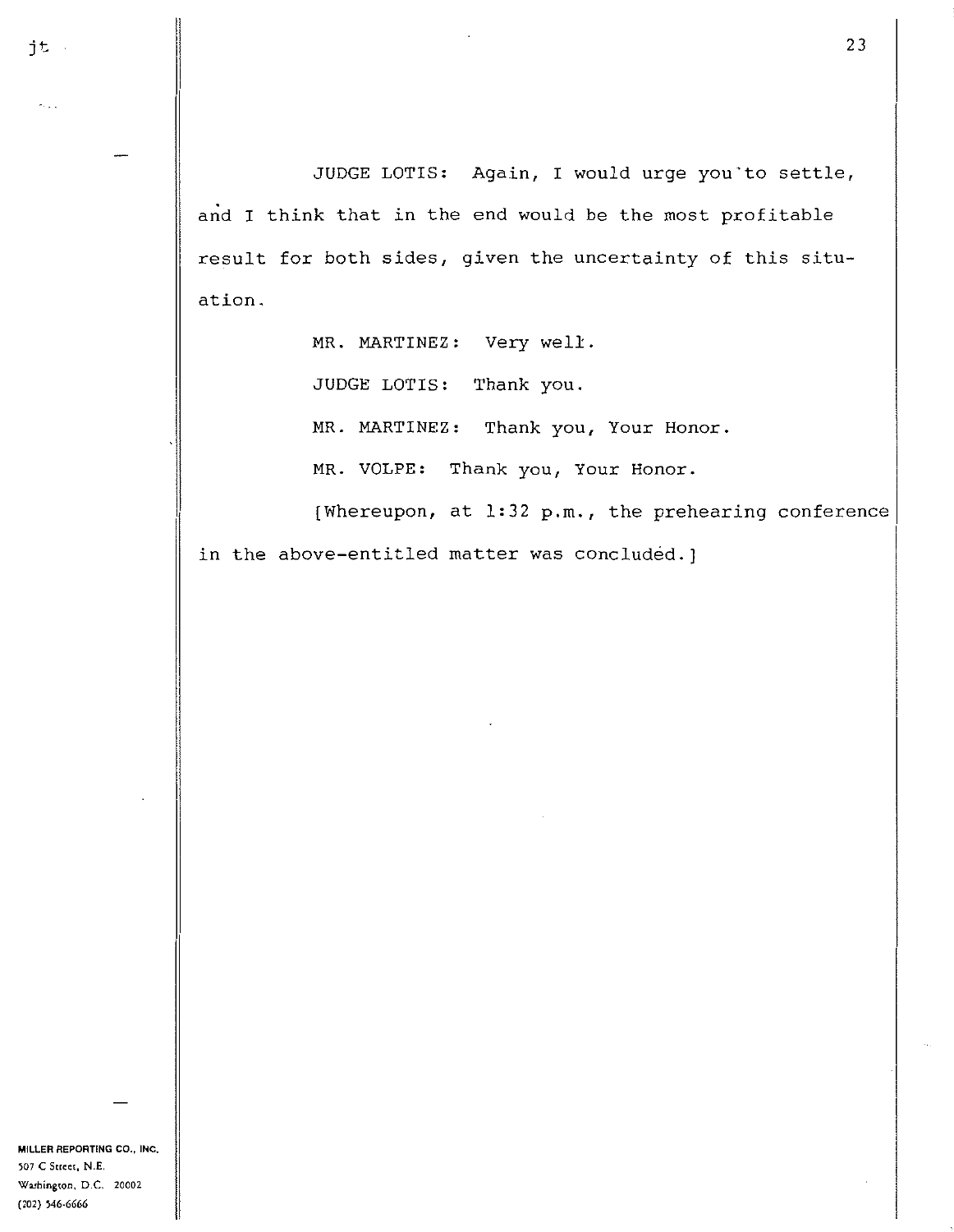JUDGE LOTIS: Again, I would urge you to settle, and I think that in the end would be the most profitable result for both sides, given the uncertainty of this situation.

MR. MARTINEZ: Very well.

JUDGE LOTIS: Thank you.

MR. MARTINEZ: Thank you, Your Honor.

MR. VOLPE: Thank you, Your Honor.

[Whereupon, at 1:32 p.m., the prehearing conference in the above-entitled matter was concluded.]